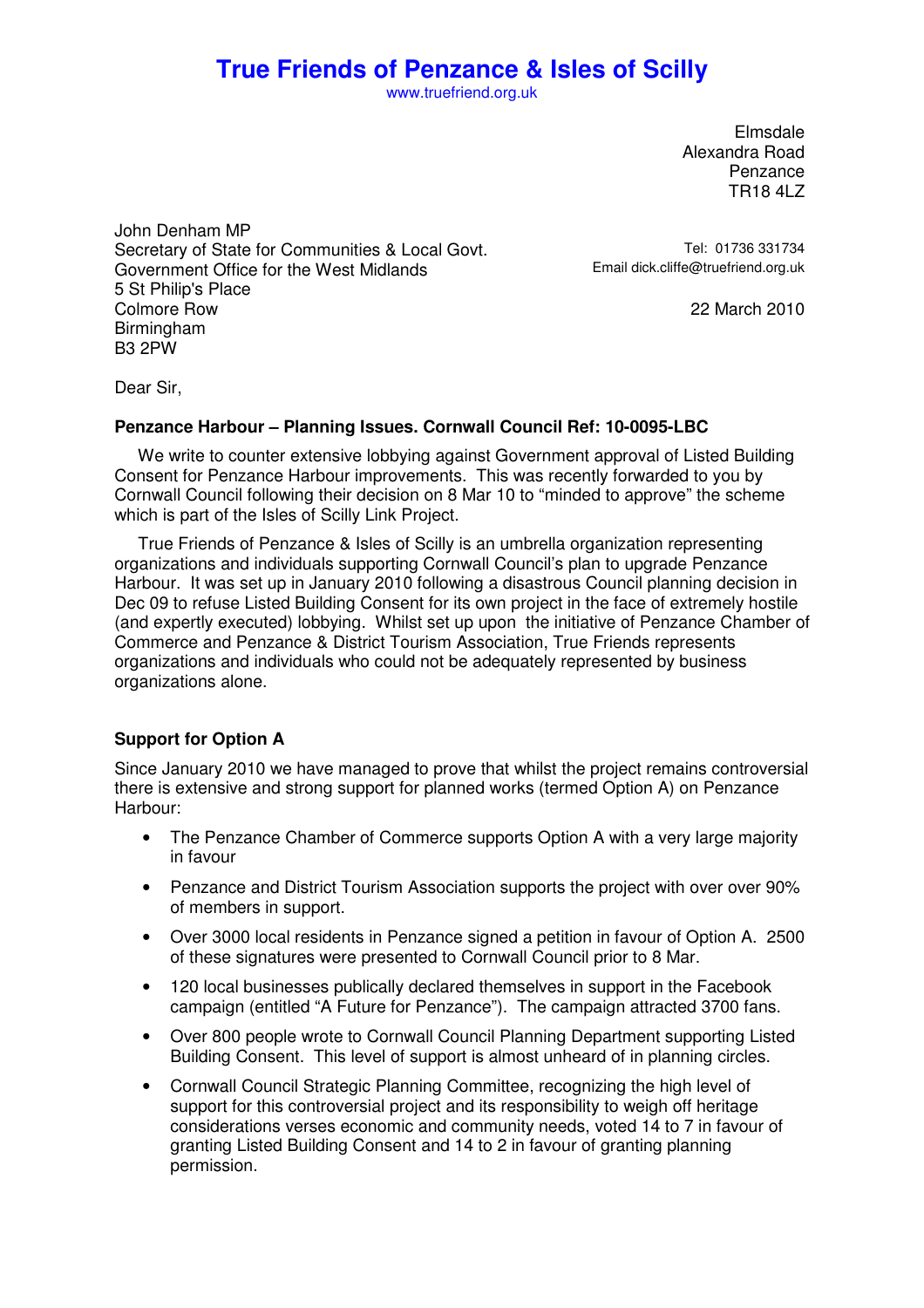# True Friends of Penzance & Isles of Scilly

www.truefriend.org.uk

Elmsdale
Alexandra Road
Penzance
TR18 4LZ

John Denham MP
Secretary of State for Communities & Local Govt.
Government Office for the West Midlands
5 St Philip's Place
Colmore Row
Birmingham
B3 2PW

Tel: 01736 331734
Email dick.cliffe@truefriend.org.uk

22 March 2010

Dear Sir,

**Penzance Harbour – Planning Issues. Cornwall Council Ref: 10-0095-LBC**

We write to counter extensive lobbying against Government approval of Listed Building Consent for Penzance Harbour improvements. This was recently forwarded to you by Cornwall Council following their decision on 8 Mar 10 to "minded to approve" the scheme which is part of the Isles of Scilly Link Project.

True Friends of Penzance & Isles of Scilly is an umbrella organization representing organizations and individuals supporting Cornwall Council's plan to upgrade Penzance Harbour. It was set up in January 2010 following a disastrous Council planning decision in Dec 09 to refuse Listed Building Consent for its own project in the face of extremely hostile (and expertly executed) lobbying. Whilst set up upon the initiative of Penzance Chamber of Commerce and Penzance & District Tourism Association, True Friends represents organizations and individuals who could not be adequately represented by business organizations alone.

**Support for Option A**

Since January 2010 we have managed to prove that whilst the project remains controversial there is extensive and strong support for planned works (termed Option A) on Penzance Harbour:

- The Penzance Chamber of Commerce supports Option A with a very large majority in favour
- Penzance and District Tourism Association supports the project with over over 90% of members in support.
- Over 3000 local residents in Penzance signed a petition in favour of Option A. 2500 of these signatures were presented to Cornwall Council prior to 8 Mar.
- 120 local businesses publically declared themselves in support in the Facebook campaign (entitled "A Future for Penzance"). The campaign attracted 3700 fans.
- Over 800 people wrote to Cornwall Council Planning Department supporting Listed Building Consent. This level of support is almost unheard of in planning circles.
- Cornwall Council Strategic Planning Committee, recognizing the high level of support for this controversial project and its responsibility to weigh off heritage considerations verses economic and community needs, voted 14 to 7 in favour of granting Listed Building Consent and 14 to 2 in favour of granting planning permission.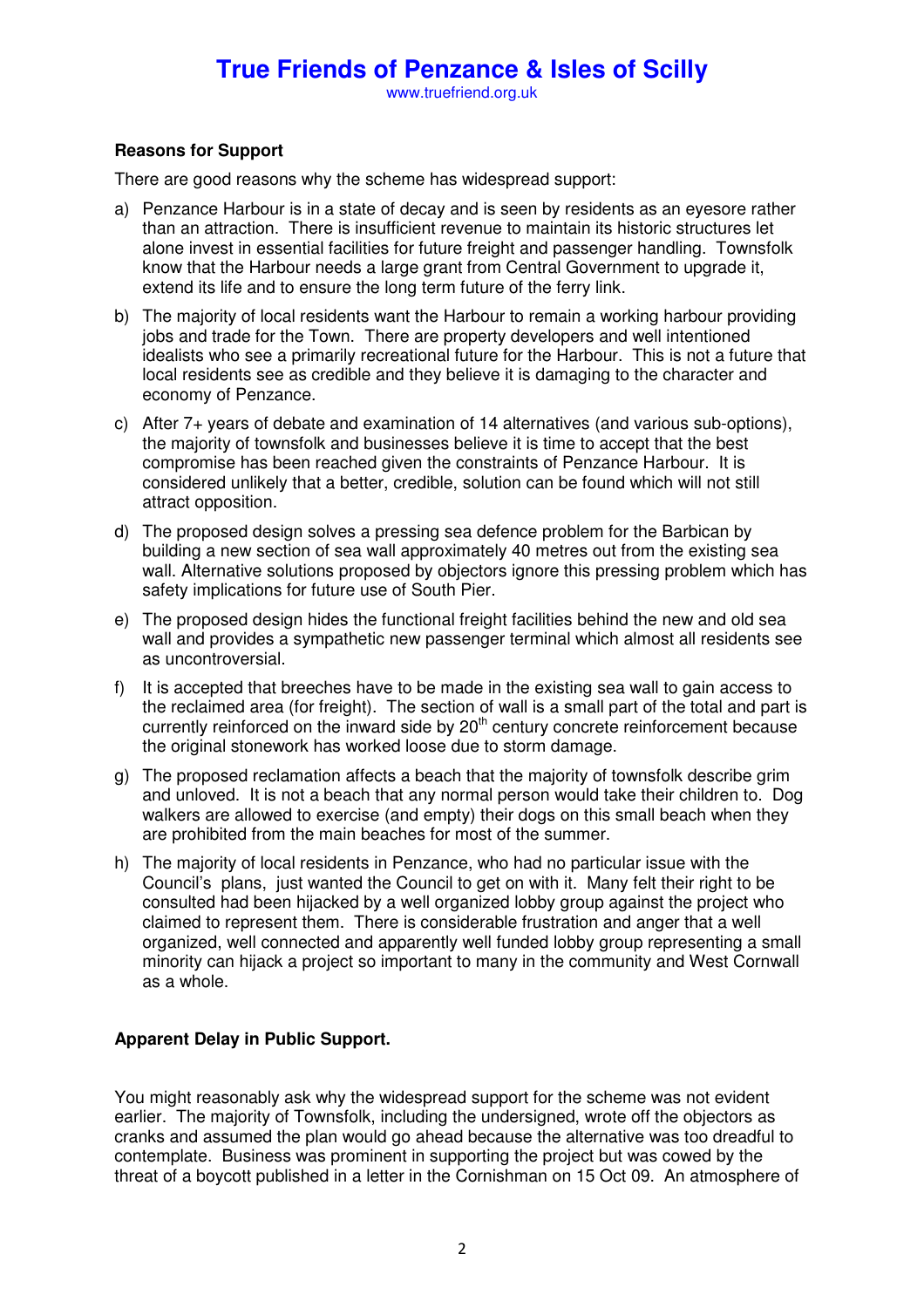**Reasons for Support**

There are good reasons why the scheme has widespread support:

a) Penzance Harbour is in a state of decay and is seen by residents as an eyesore rather than an attraction. There is insufficient revenue to maintain its historic structures let alone invest in essential facilities for future freight and passenger handling. Townsfolk know that the Harbour needs a large grant from Central Government to upgrade it, extend its life and to ensure the long term future of the ferry link.

b) The majority of local residents want the Harbour to remain a working harbour providing jobs and trade for the Town. There are property developers and well intentioned idealists who see a primarily recreational future for the Harbour. This is not a future that local residents see as credible and they believe it is damaging to the character and economy of Penzance.

c) After 7+ years of debate and examination of 14 alternatives (and various sub-options), the majority of townsfolk and businesses believe it is time to accept that the best compromise has been reached given the constraints of Penzance Harbour. It is considered unlikely that a better, credible, solution can be found which will not still attract opposition.

d) The proposed design solves a pressing sea defence problem for the Barbican by building a new section of sea wall approximately 40 metres out from the existing sea wall. Alternative solutions proposed by objectors ignore this pressing problem which has safety implications for future use of South Pier.

e) The proposed design hides the functional freight facilities behind the new and old sea wall and provides a sympathetic new passenger terminal which almost all residents see as uncontroversial.

f) It is accepted that breeches have to be made in the existing sea wall to gain access to the reclaimed area (for freight). The section of wall is a small part of the total and part is currently reinforced on the inward side by 20th century concrete reinforcement because the original stonework has worked loose due to storm damage.

g) The proposed reclamation affects a beach that the majority of townsfolk describe grim and unloved. It is not a beach that any normal person would take their children to. Dog walkers are allowed to exercise (and empty) their dogs on this small beach when they are prohibited from the main beaches for most of the summer.

h) The majority of local residents in Penzance, who had no particular issue with the Council's plans, just wanted the Council to get on with it. Many felt their right to be consulted had been hijacked by a well organized lobby group against the project who claimed to represent them. There is considerable frustration and anger that a well organized, well connected and apparently well funded lobby group representing a small minority can hijack a project so important to many in the community and West Cornwall as a whole.

**Apparent Delay in Public Support.**

You might reasonably ask why the widespread support for the scheme was not evident earlier. The majority of Townsfolk, including the undersigned, wrote off the objectors as cranks and assumed the plan would go ahead because the alternative was too dreadful to contemplate. Business was prominent in supporting the project but was cowed by the threat of a boycott published in a letter in the Cornishman on 15 Oct 09. An atmosphere of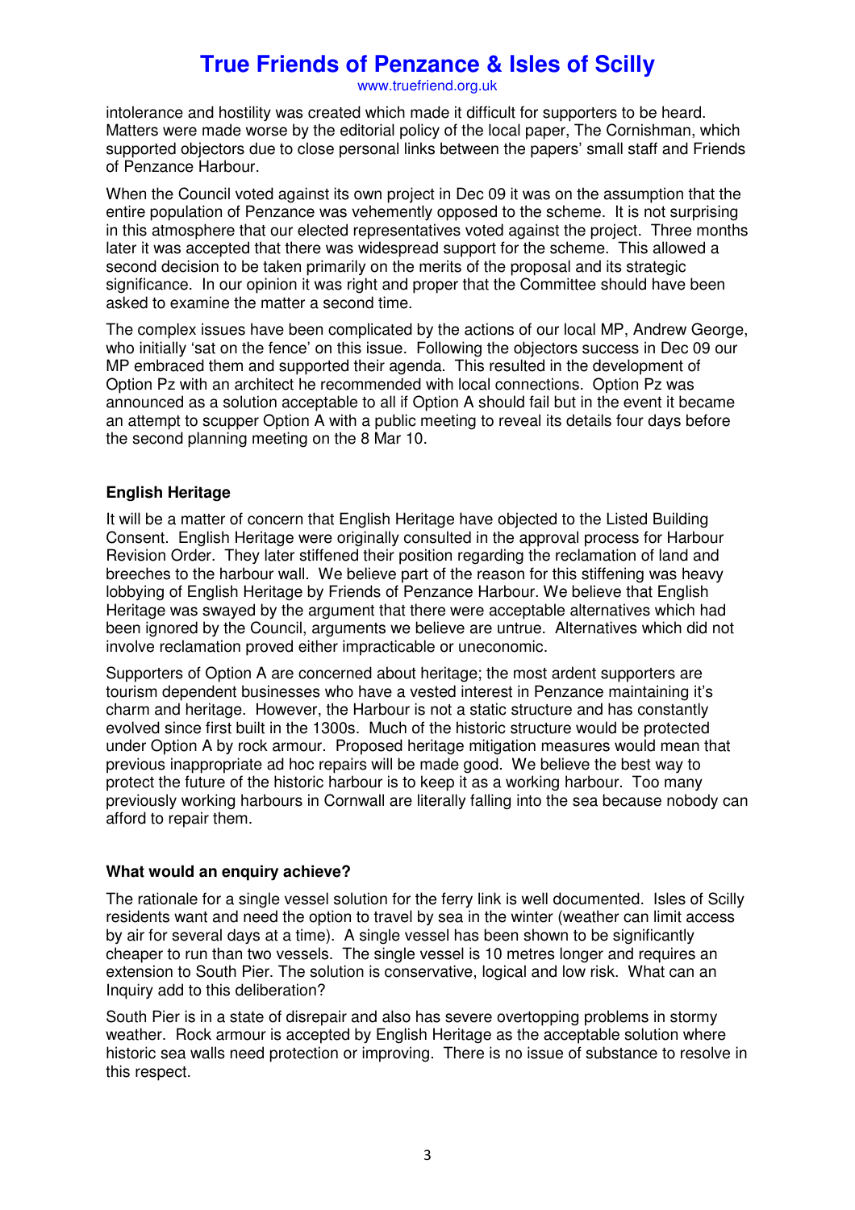intolerance and hostility was created which made it difficult for supporters to be heard. Matters were made worse by the editorial policy of the local paper, The Cornishman, which supported objectors due to close personal links between the papers' small staff and Friends of Penzance Harbour.

When the Council voted against its own project in Dec 09 it was on the assumption that the entire population of Penzance was vehemently opposed to the scheme. It is not surprising in this atmosphere that our elected representatives voted against the project. Three months later it was accepted that there was widespread support for the scheme. This allowed a second decision to be taken primarily on the merits of the proposal and its strategic significance. In our opinion it was right and proper that the Committee should have been asked to examine the matter a second time.

The complex issues have been complicated by the actions of our local MP, Andrew George, who initially 'sat on the fence' on this issue. Following the objectors success in Dec 09 our MP embraced them and supported their agenda. This resulted in the development of Option Pz with an architect he recommended with local connections. Option Pz was announced as a solution acceptable to all if Option A should fail but in the event it became an attempt to scupper Option A with a public meeting to reveal its details four days before the second planning meeting on the 8 Mar 10.

**English Heritage**

It will be a matter of concern that English Heritage have objected to the Listed Building Consent. English Heritage were originally consulted in the approval process for Harbour Revision Order. They later stiffened their position regarding the reclamation of land and breeches to the harbour wall. We believe part of the reason for this stiffening was heavy lobbying of English Heritage by Friends of Penzance Harbour. We believe that English Heritage was swayed by the argument that there were acceptable alternatives which had been ignored by the Council, arguments we believe are untrue. Alternatives which did not involve reclamation proved either impracticable or uneconomic.

Supporters of Option A are concerned about heritage; the most ardent supporters are tourism dependent businesses who have a vested interest in Penzance maintaining it's charm and heritage. However, the Harbour is not a static structure and has constantly evolved since first built in the 1300s. Much of the historic structure would be protected under Option A by rock armour. Proposed heritage mitigation measures would mean that previous inappropriate ad hoc repairs will be made good. We believe the best way to protect the future of the historic harbour is to keep it as a working harbour. Too many previously working harbours in Cornwall are literally falling into the sea because nobody can afford to repair them.

**What would an enquiry achieve?**

The rationale for a single vessel solution for the ferry link is well documented. Isles of Scilly residents want and need the option to travel by sea in the winter (weather can limit access by air for several days at a time). A single vessel has been shown to be significantly cheaper to run than two vessels. The single vessel is 10 metres longer and requires an extension to South Pier. The solution is conservative, logical and low risk. What can an Inquiry add to this deliberation?

South Pier is in a state of disrepair and also has severe overtopping problems in stormy weather. Rock armour is accepted by English Heritage as the acceptable solution where historic sea walls need protection or improving. There is no issue of substance to resolve in this respect.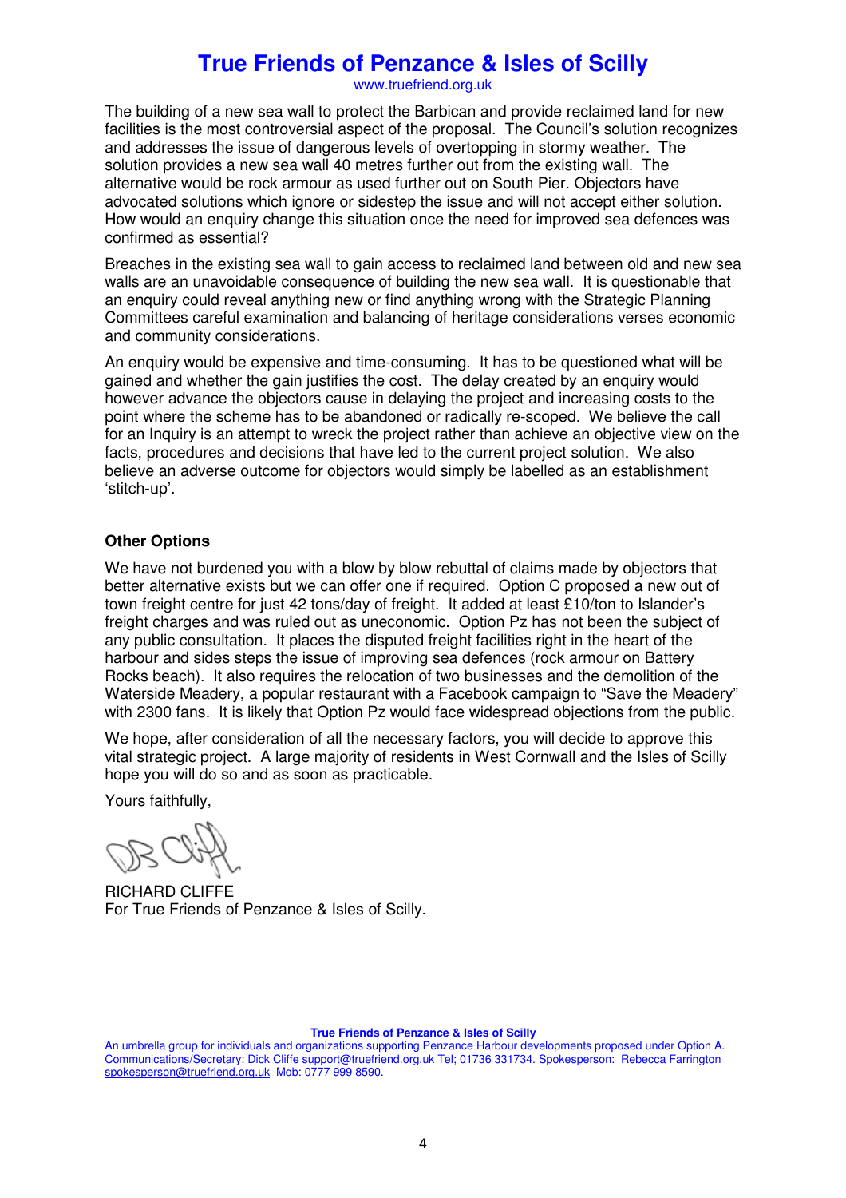# True Friends of Penzance & Isles of Scilly

www.truefriend.org.uk

The building of a new sea wall to protect the Barbican and provide reclaimed land for new facilities is the most controversial aspect of the proposal. The Council's solution recognizes and addresses the issue of dangerous levels of overtopping in stormy weather. The solution provides a new sea wall 40 metres further out from the existing wall. The alternative would be rock armour as used further out on South Pier. Objectors have advocated solutions which ignore or sidestep the issue and will not accept either solution. How would an enquiry change this situation once the need for improved sea defences was confirmed as essential?

Breaches in the existing sea wall to gain access to reclaimed land between old and new sea walls are an unavoidable consequence of building the new sea wall. It is questionable that an enquiry could reveal anything new or find anything wrong with the Strategic Planning Committees careful examination and balancing of heritage considerations verses economic and community considerations.

An enquiry would be expensive and time-consuming. It has to be questioned what will be gained and whether the gain justifies the cost. The delay created by an enquiry would however advance the objectors cause in delaying the project and increasing costs to the point where the scheme has to be abandoned or radically re-scoped. We believe the call for an Inquiry is an attempt to wreck the project rather than achieve an objective view on the facts, procedures and decisions that have led to the current project solution. We also believe an adverse outcome for objectors would simply be labelled as an establishment 'stitch-up'.

**Other Options**

We have not burdened you with a blow by blow rebuttal of claims made by objectors that better alternative exists but we can offer one if required. Option C proposed a new out of town freight centre for just 42 tons/day of freight. It added at least £10/ton to Islander's freight charges and was ruled out as uneconomic. Option Pz has not been the subject of any public consultation. It places the disputed freight facilities right in the heart of the harbour and sides steps the issue of improving sea defences (rock armour on Battery Rocks beach). It also requires the relocation of two businesses and the demolition of the Waterside Meadery, a popular restaurant with a Facebook campaign to "Save the Meadery" with 2300 fans. It is likely that Option Pz would face widespread objections from the public.

We hope, after consideration of all the necessary factors, you will decide to approve this vital strategic project. A large majority of residents in West Cornwall and the Isles of Scilly hope you will do so and as soon as practicable.

Yours faithfully,

RICHARD CLIFFE
For True Friends of Penzance & Isles of Scilly.

**True Friends of Penzance & Isles of Scilly**
An umbrella group for individuals and organizations supporting Penzance Harbour developments proposed under Option A. Communications/Secretary: Dick Cliffe support@truefriend.org.uk Tel; 01736 331734. Spokesperson: Rebecca Farrington spokesperson@truefriend.org.uk Mob: 0777 999 8590.